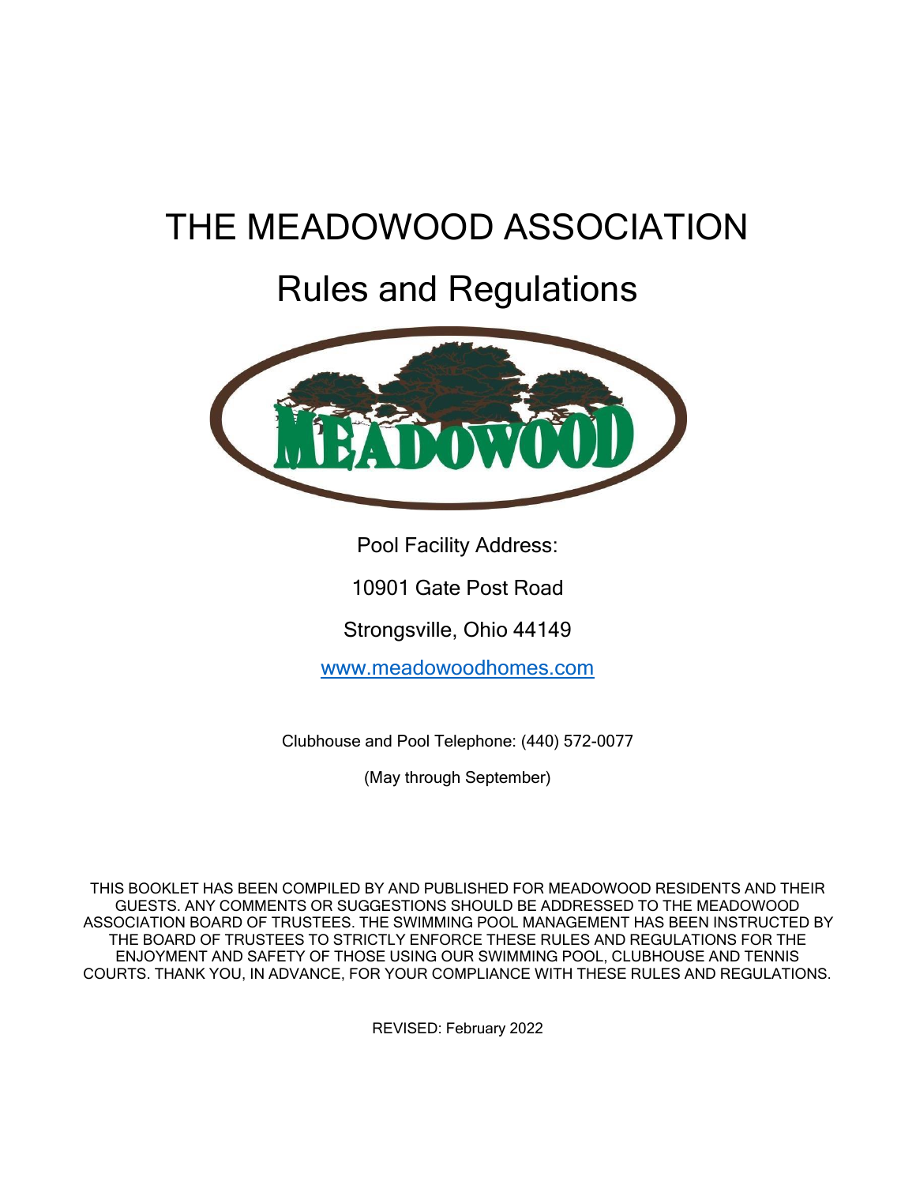# THE MEADOWOOD ASSOCIATION

## Rules and Regulations

MEADOWOOD

Pool Facility Address:

10901 Gate Post Road

Strongsville, Ohio 44149

www.meadowoodhomes.com

Clubhouse and Pool Telephone: (440) 572-0077

(May through September)

THIS BOOKLET HAS BEEN COMPILED BY AND PUBLISHED FOR MEADOWOOD RESIDENTS AND THEIR GUESTS. ANY COMMENTS OR SUGGESTIONS SHOULD BE ADDRESSED TO THE MEADOWOOD ASSOCIATION BOARD OF TRUSTEES. THE SWIMMING POOL MANAGEMENT HAS BEEN INSTRUCTED BY THE BOARD OF TRUSTEES TO STRICTLY ENFORCE THESE RULES AND REGULATIONS FOR THE ENJOYMENT AND SAFETY OF THOSE USING OUR SWIMMING POOL, CLUBHOUSE AND TENNIS COURTS. THANK YOU, IN ADVANCE, FOR YOUR COMPLIANCE WITH THESE RULES AND REGULATIONS.

REVISED: February 2022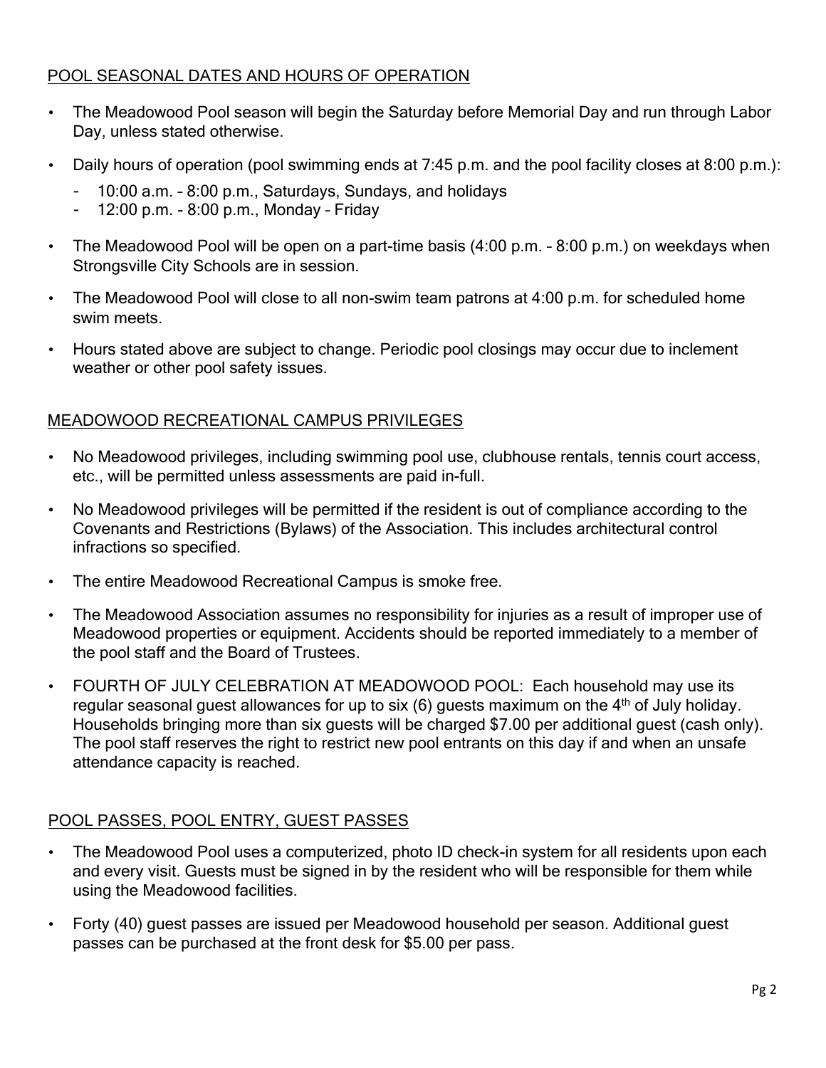## POOL SEASONAL DATES AND HOURS OF OPERATION

- The Meadowood Pool season will begin the Saturday before Memorial Day and run through Labor Day, unless stated otherwise.
- Daily hours of operation (pool swimming ends at 7:45 p.m. and the pool facility closes at 8:00 p.m.):
  - 10:00 a.m. – 8:00 p.m., Saturdays, Sundays, and holidays
  - 12:00 p.m. - 8:00 p.m., Monday – Friday
- The Meadowood Pool will be open on a part-time basis (4:00 p.m. – 8:00 p.m.) on weekdays when Strongsville City Schools are in session.
- The Meadowood Pool will close to all non-swim team patrons at 4:00 p.m. for scheduled home swim meets.
- Hours stated above are subject to change. Periodic pool closings may occur due to inclement weather or other pool safety issues.

## MEADOWOOD RECREATIONAL CAMPUS PRIVILEGES

- No Meadowood privileges, including swimming pool use, clubhouse rentals, tennis court access, etc., will be permitted unless assessments are paid in-full.
- No Meadowood privileges will be permitted if the resident is out of compliance according to the Covenants and Restrictions (Bylaws) of the Association. This includes architectural control infractions so specified.
- The entire Meadowood Recreational Campus is smoke free.
- The Meadowood Association assumes no responsibility for injuries as a result of improper use of Meadowood properties or equipment. Accidents should be reported immediately to a member of the pool staff and the Board of Trustees.
- FOURTH OF JULY CELEBRATION AT MEADOWOOD POOL: Each household may use its regular seasonal guest allowances for up to six (6) guests maximum on the 4th of July holiday. Households bringing more than six guests will be charged $7.00 per additional guest (cash only). The pool staff reserves the right to restrict new pool entrants on this day if and when an unsafe attendance capacity is reached.

## POOL PASSES, POOL ENTRY, GUEST PASSES

- The Meadowood Pool uses a computerized, photo ID check-in system for all residents upon each and every visit. Guests must be signed in by the resident who will be responsible for them while using the Meadowood facilities.
- Forty (40) guest passes are issued per Meadowood household per season. Additional guest passes can be purchased at the front desk for $5.00 per pass.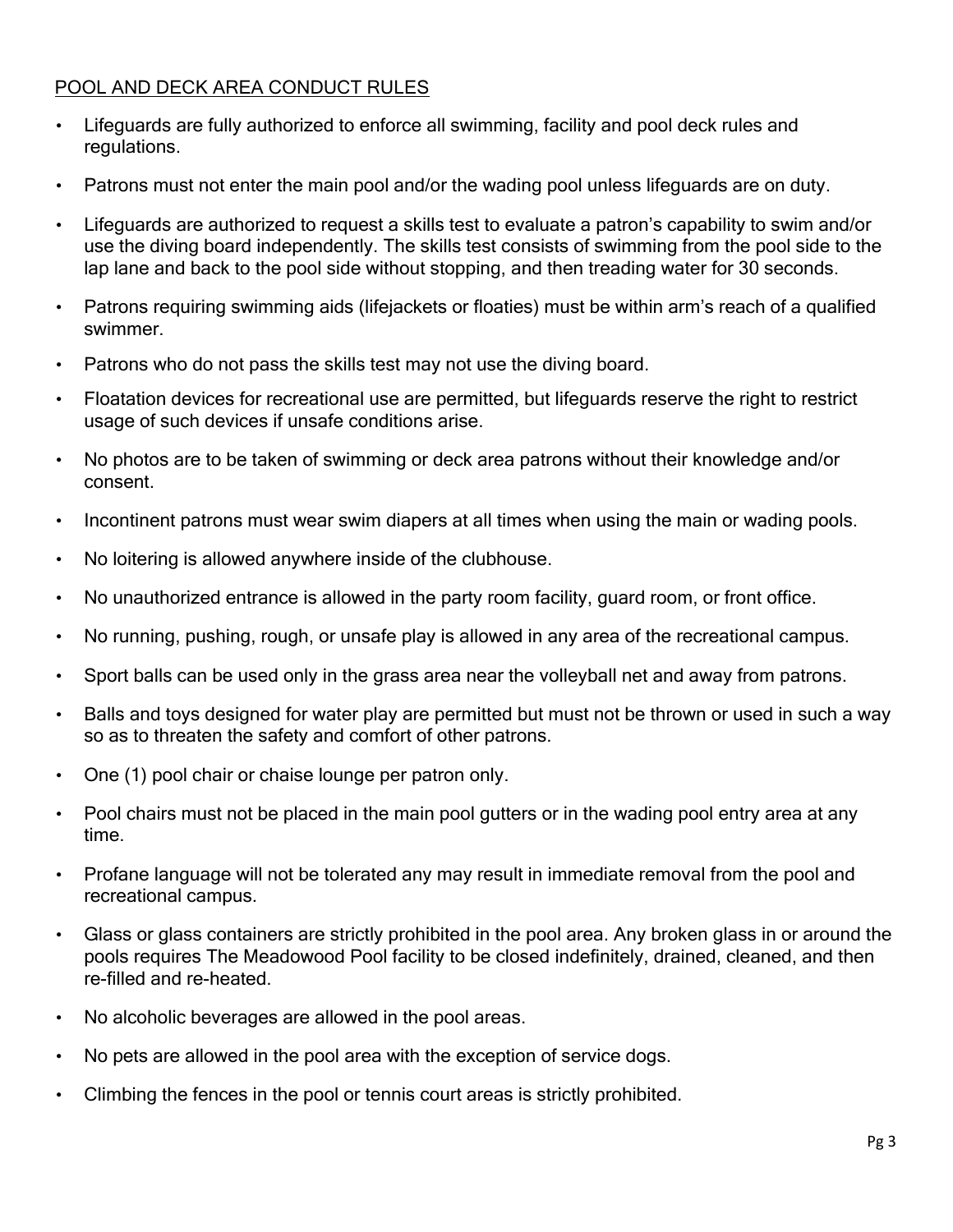## POOL AND DECK AREA CONDUCT RULES

- Lifeguards are fully authorized to enforce all swimming, facility and pool deck rules and regulations.
- Patrons must not enter the main pool and/or the wading pool unless lifeguards are on duty.
- Lifeguards are authorized to request a skills test to evaluate a patron's capability to swim and/or use the diving board independently. The skills test consists of swimming from the pool side to the lap lane and back to the pool side without stopping, and then treading water for 30 seconds.
- Patrons requiring swimming aids (lifejackets or floaties) must be within arm's reach of a qualified swimmer.
- Patrons who do not pass the skills test may not use the diving board.
- Floatation devices for recreational use are permitted, but lifeguards reserve the right to restrict usage of such devices if unsafe conditions arise.
- No photos are to be taken of swimming or deck area patrons without their knowledge and/or consent.
- Incontinent patrons must wear swim diapers at all times when using the main or wading pools.
- No loitering is allowed anywhere inside of the clubhouse.
- No unauthorized entrance is allowed in the party room facility, guard room, or front office.
- No running, pushing, rough, or unsafe play is allowed in any area of the recreational campus.
- Sport balls can be used only in the grass area near the volleyball net and away from patrons.
- Balls and toys designed for water play are permitted but must not be thrown or used in such a way so as to threaten the safety and comfort of other patrons.
- One (1) pool chair or chaise lounge per patron only.
- Pool chairs must not be placed in the main pool gutters or in the wading pool entry area at any time.
- Profane language will not be tolerated any may result in immediate removal from the pool and recreational campus.
- Glass or glass containers are strictly prohibited in the pool area. Any broken glass in or around the pools requires The Meadowood Pool facility to be closed indefinitely, drained, cleaned, and then re-filled and re-heated.
- No alcoholic beverages are allowed in the pool areas.
- No pets are allowed in the pool area with the exception of service dogs.
- Climbing the fences in the pool or tennis court areas is strictly prohibited.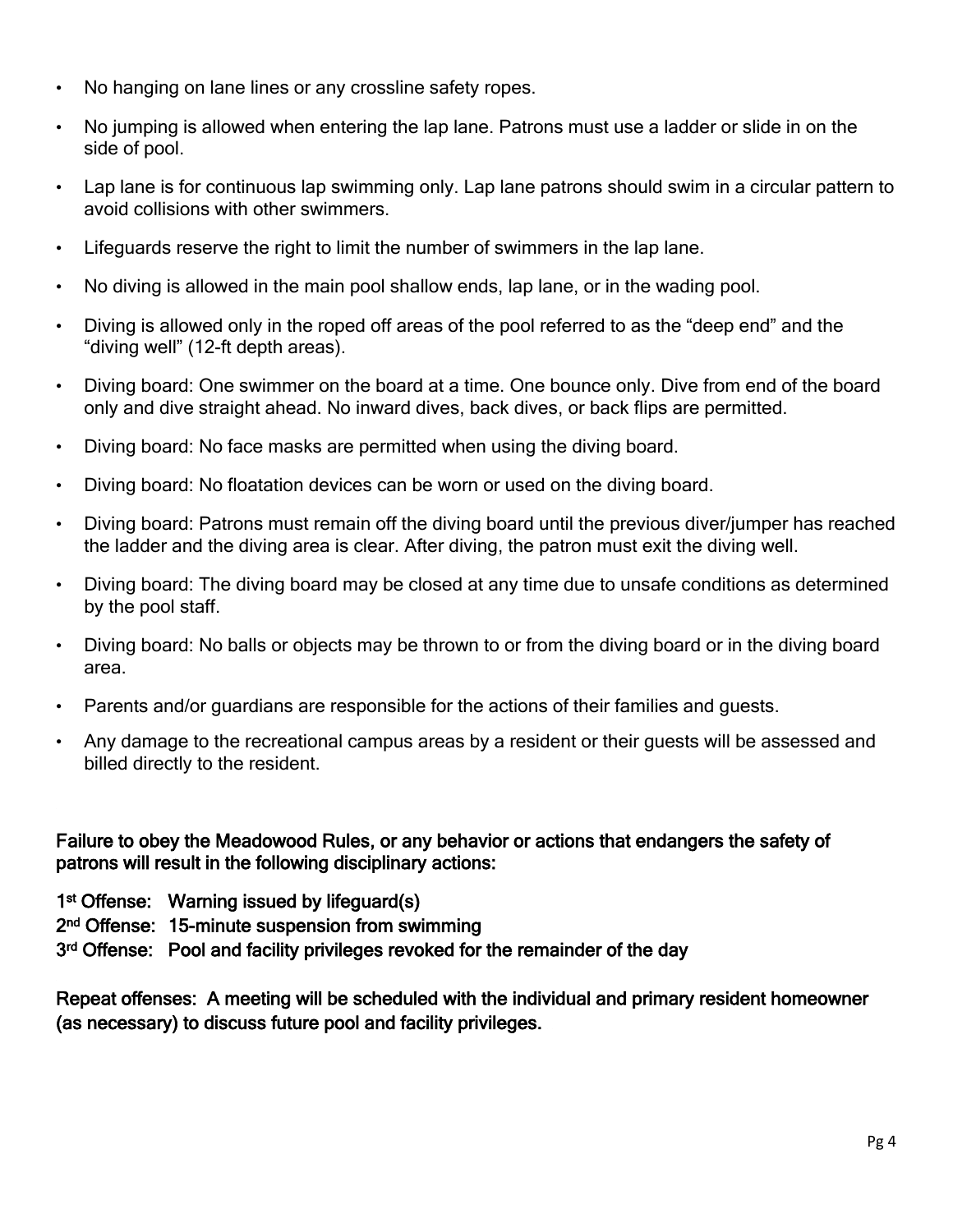- No hanging on lane lines or any crossline safety ropes.
- No jumping is allowed when entering the lap lane. Patrons must use a ladder or slide in on the side of pool.
- Lap lane is for continuous lap swimming only. Lap lane patrons should swim in a circular pattern to avoid collisions with other swimmers.
- Lifeguards reserve the right to limit the number of swimmers in the lap lane.
- No diving is allowed in the main pool shallow ends, lap lane, or in the wading pool.
- Diving is allowed only in the roped off areas of the pool referred to as the “deep end” and the “diving well” (12-ft depth areas).
- Diving board: One swimmer on the board at a time. One bounce only. Dive from end of the board only and dive straight ahead. No inward dives, back dives, or back flips are permitted.
- Diving board: No face masks are permitted when using the diving board.
- Diving board: No floatation devices can be worn or used on the diving board.
- Diving board: Patrons must remain off the diving board until the previous diver/jumper has reached the ladder and the diving area is clear. After diving, the patron must exit the diving well.
- Diving board: The diving board may be closed at any time due to unsafe conditions as determined by the pool staff.
- Diving board: No balls or objects may be thrown to or from the diving board or in the diving board area.
- Parents and/or guardians are responsible for the actions of their families and guests.
- Any damage to the recreational campus areas by a resident or their guests will be assessed and billed directly to the resident.

**Failure to obey the Meadowood Rules, or any behavior or actions that endangers the safety of patrons will result in the following disciplinary actions:**

**1st Offense: Warning issued by lifeguard(s)**
**2nd Offense: 15-minute suspension from swimming**
**3rd Offense: Pool and facility privileges revoked for the remainder of the day**

**Repeat offenses: A meeting will be scheduled with the individual and primary resident homeowner (as necessary) to discuss future pool and facility privileges.**